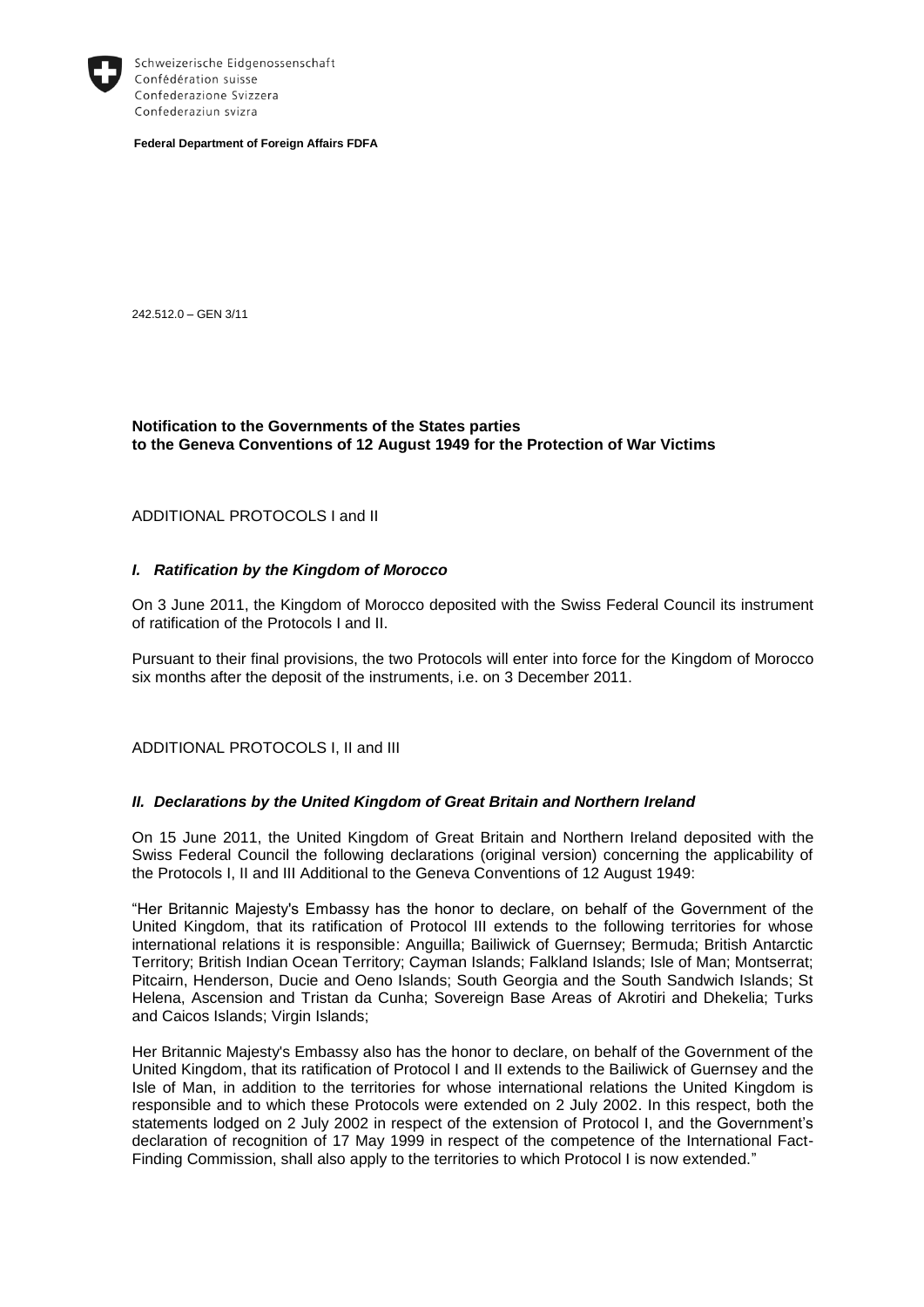Schweizerische Eidgenossenschaft
Confédération suisse
Confederazione Svizzera
Confederaziun svizra

**Federal Department of Foreign Affairs FDFA**

242.512.0 – GEN 3/11

**Notification to the Governments of the States parties to the Geneva Conventions of 12 August 1949 for the Protection of War Victims**

ADDITIONAL PROTOCOLS I and II

### *I. Ratification by the Kingdom of Morocco*

On 3 June 2011, the Kingdom of Morocco deposited with the Swiss Federal Council its instrument of ratification of the Protocols I and II.

Pursuant to their final provisions, the two Protocols will enter into force for the Kingdom of Morocco six months after the deposit of the instruments, i.e. on 3 December 2011.

ADDITIONAL PROTOCOLS I, II and III

### *II. Declarations by the United Kingdom of Great Britain and Northern Ireland*

On 15 June 2011, the United Kingdom of Great Britain and Northern Ireland deposited with the Swiss Federal Council the following declarations (original version) concerning the applicability of the Protocols I, II and III Additional to the Geneva Conventions of 12 August 1949:

"Her Britannic Majesty's Embassy has the honor to declare, on behalf of the Government of the United Kingdom, that its ratification of Protocol III extends to the following territories for whose international relations it is responsible: Anguilla; Bailiwick of Guernsey; Bermuda; British Antarctic Territory; British Indian Ocean Territory; Cayman Islands; Falkland Islands; Isle of Man; Montserrat; Pitcairn, Henderson, Ducie and Oeno Islands; South Georgia and the South Sandwich Islands; St Helena, Ascension and Tristan da Cunha; Sovereign Base Areas of Akrotiri and Dhekelia; Turks and Caicos Islands; Virgin Islands;

Her Britannic Majesty's Embassy also has the honor to declare, on behalf of the Government of the United Kingdom, that its ratification of Protocol I and II extends to the Bailiwick of Guernsey and the Isle of Man, in addition to the territories for whose international relations the United Kingdom is responsible and to which these Protocols were extended on 2 July 2002. In this respect, both the statements lodged on 2 July 2002 in respect of the extension of Protocol I, and the Government's declaration of recognition of 17 May 1999 in respect of the competence of the International Fact-Finding Commission, shall also apply to the territories to which Protocol I is now extended."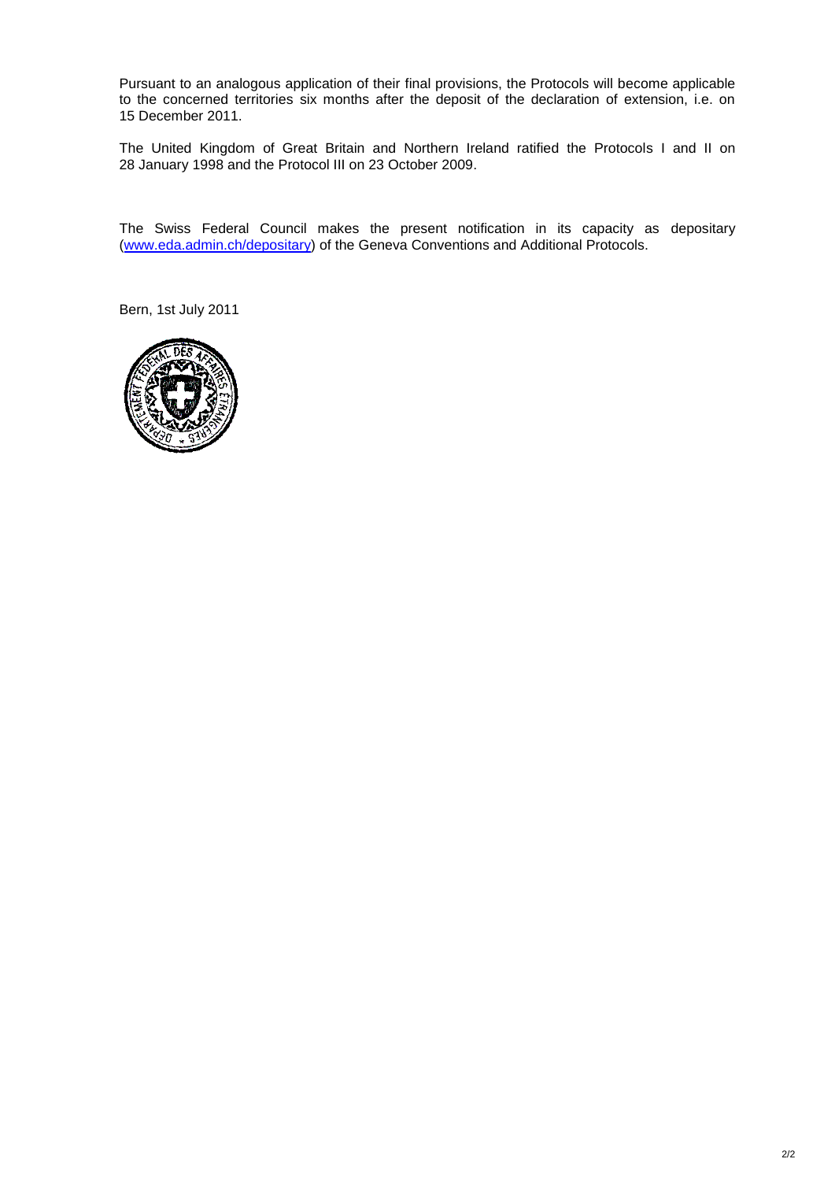Pursuant to an analogous application of their final provisions, the Protocols will become applicable to the concerned territories six months after the deposit of the declaration of extension, i.e. on 15 December 2011.

The United Kingdom of Great Britain and Northern Ireland ratified the Protocols I and II on 28 January 1998 and the Protocol III on 23 October 2009.

The Swiss Federal Council makes the present notification in its capacity as depositary (www.eda.admin.ch/depositary) of the Geneva Conventions and Additional Protocols.

Bern, 1st July 2011